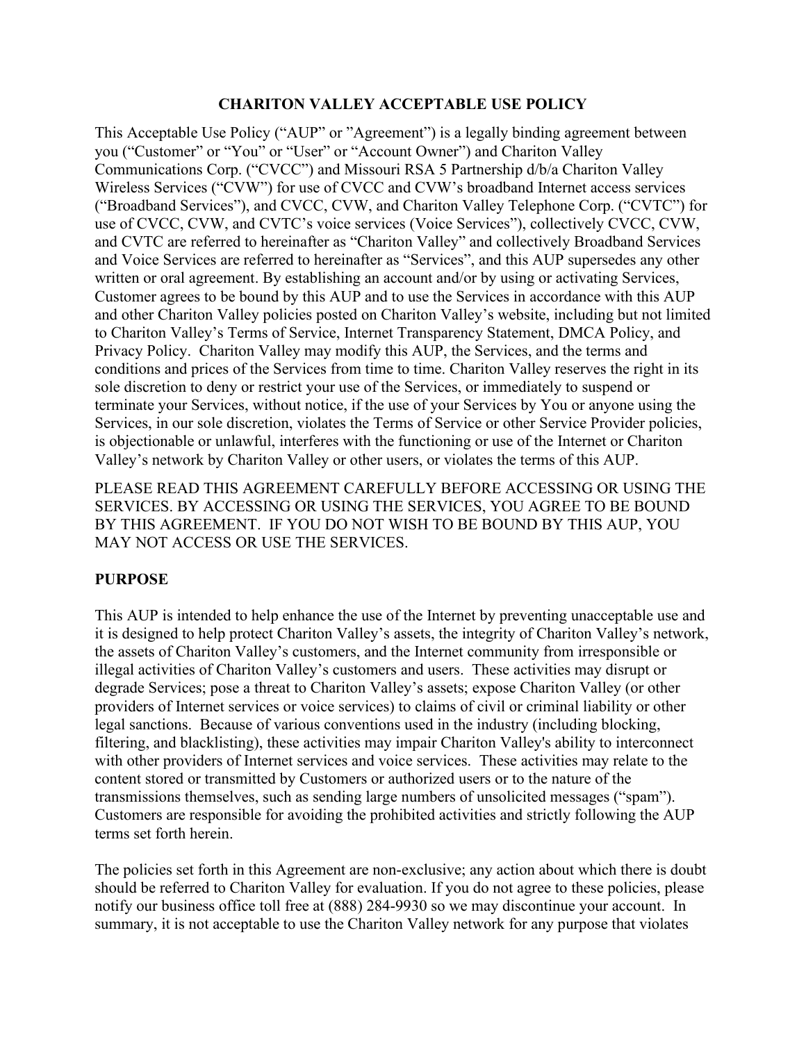# CHARITON VALLEY ACCEPTABLE USE POLICY

This Acceptable Use Policy ("AUP" or "Agreement") is a legally binding agreement between you ("Customer" or "You" or "User" or "Account Owner") and Chariton Valley Communications Corp. ("CVCC") and Missouri RSA 5 Partnership d/b/a Chariton Valley Wireless Services ("CVW") for use of CVCC and CVW's broadband Internet access services ("Broadband Services"), and CVCC, CVW, and Chariton Valley Telephone Corp. ("CVTC") for use of CVCC, CVW, and CVTC's voice services (Voice Services"), collectively CVCC, CVW, and CVTC are referred to hereinafter as "Chariton Valley" and collectively Broadband Services and Voice Services are referred to hereinafter as "Services", and this AUP supersedes any other written or oral agreement. By establishing an account and/or by using or activating Services, Customer agrees to be bound by this AUP and to use the Services in accordance with this AUP and other Chariton Valley policies posted on Chariton Valley's website, including but not limited to Chariton Valley's Terms of Service, Internet Transparency Statement, DMCA Policy, and Privacy Policy. Chariton Valley may modify this AUP, the Services, and the terms and conditions and prices of the Services from time to time. Chariton Valley reserves the right in its sole discretion to deny or restrict your use of the Services, or immediately to suspend or terminate your Services, without notice, if the use of your Services by You or anyone using the Services, in our sole discretion, violates the Terms of Service or other Service Provider policies, is objectionable or unlawful, interferes with the functioning or use of the Internet or Chariton Valley's network by Chariton Valley or other users, or violates the terms of this AUP.

PLEASE READ THIS AGREEMENT CAREFULLY BEFORE ACCESSING OR USING THE SERVICES. BY ACCESSING OR USING THE SERVICES, YOU AGREE TO BE BOUND BY THIS AGREEMENT. IF YOU DO NOT WISH TO BE BOUND BY THIS AUP, YOU MAY NOT ACCESS OR USE THE SERVICES.

## PURPOSE

This AUP is intended to help enhance the use of the Internet by preventing unacceptable use and it is designed to help protect Chariton Valley's assets, the integrity of Chariton Valley's network, the assets of Chariton Valley's customers, and the Internet community from irresponsible or illegal activities of Chariton Valley's customers and users. These activities may disrupt or degrade Services; pose a threat to Chariton Valley's assets; expose Chariton Valley (or other providers of Internet services or voice services) to claims of civil or criminal liability or other legal sanctions. Because of various conventions used in the industry (including blocking, filtering, and blacklisting), these activities may impair Chariton Valley's ability to interconnect with other providers of Internet services and voice services. These activities may relate to the content stored or transmitted by Customers or authorized users or to the nature of the transmissions themselves, such as sending large numbers of unsolicited messages ("spam"). Customers are responsible for avoiding the prohibited activities and strictly following the AUP terms set forth herein.

The policies set forth in this Agreement are non-exclusive; any action about which there is doubt should be referred to Chariton Valley for evaluation. If you do not agree to these policies, please notify our business office toll free at (888) 284-9930 so we may discontinue your account. In summary, it is not acceptable to use the Chariton Valley network for any purpose that violates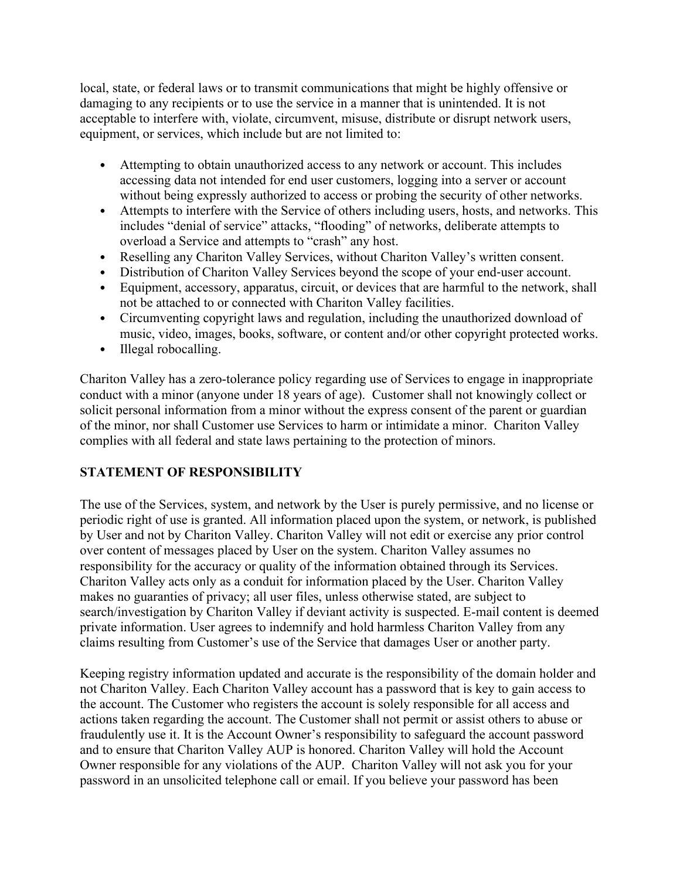local, state, or federal laws or to transmit communications that might be highly offensive or damaging to any recipients or to use the service in a manner that is unintended. It is not acceptable to interfere with, violate, circumvent, misuse, distribute or disrupt network users, equipment, or services, which include but are not limited to:

- Attempting to obtain unauthorized access to any network or account. This includes accessing data not intended for end user customers, logging into a server or account without being expressly authorized to access or probing the security of other networks.
- Attempts to interfere with the Service of others including users, hosts, and networks. This includes "denial of service" attacks, "flooding" of networks, deliberate attempts to overload a Service and attempts to "crash" any host.
- Reselling any Chariton Valley Services, without Chariton Valley's written consent.
- Distribution of Chariton Valley Services beyond the scope of your end-user account.
- Equipment, accessory, apparatus, circuit, or devices that are harmful to the network, shall not be attached to or connected with Chariton Valley facilities.
- Circumventing copyright laws and regulation, including the unauthorized download of music, video, images, books, software, or content and/or other copyright protected works.
- Illegal robocalling.

Chariton Valley has a zero-tolerance policy regarding use of Services to engage in inappropriate conduct with a minor (anyone under 18 years of age). Customer shall not knowingly collect or solicit personal information from a minor without the express consent of the parent or guardian of the minor, nor shall Customer use Services to harm or intimidate a minor. Chariton Valley complies with all federal and state laws pertaining to the protection of minors.

## STATEMENT OF RESPONSIBILITY

The use of the Services, system, and network by the User is purely permissive, and no license or periodic right of use is granted. All information placed upon the system, or network, is published by User and not by Chariton Valley. Chariton Valley will not edit or exercise any prior control over content of messages placed by User on the system. Chariton Valley assumes no responsibility for the accuracy or quality of the information obtained through its Services. Chariton Valley acts only as a conduit for information placed by the User. Chariton Valley makes no guaranties of privacy; all user files, unless otherwise stated, are subject to search/investigation by Chariton Valley if deviant activity is suspected. E-mail content is deemed private information. User agrees to indemnify and hold harmless Chariton Valley from any claims resulting from Customer's use of the Service that damages User or another party.

Keeping registry information updated and accurate is the responsibility of the domain holder and not Chariton Valley. Each Chariton Valley account has a password that is key to gain access to the account. The Customer who registers the account is solely responsible for all access and actions taken regarding the account. The Customer shall not permit or assist others to abuse or fraudulently use it. It is the Account Owner's responsibility to safeguard the account password and to ensure that Chariton Valley AUP is honored. Chariton Valley will hold the Account Owner responsible for any violations of the AUP. Chariton Valley will not ask you for your password in an unsolicited telephone call or email. If you believe your password has been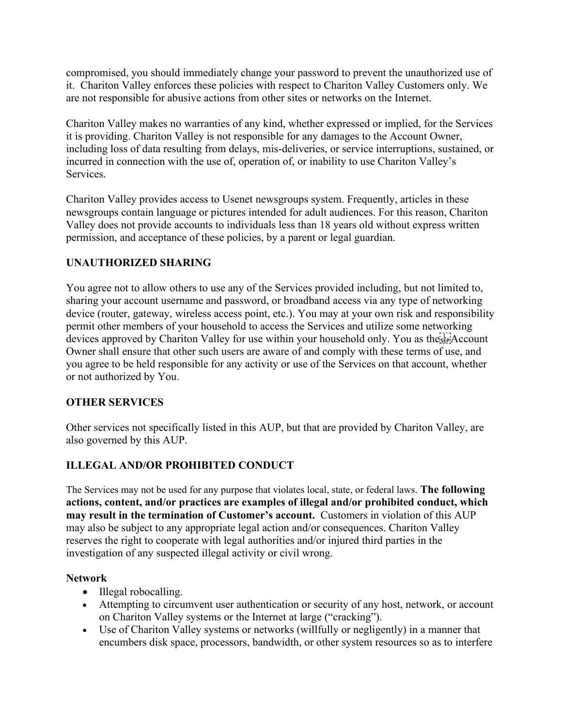compromised, you should immediately change your password to prevent the unauthorized use of it. Chariton Valley enforces these policies with respect to Chariton Valley Customers only. We are not responsible for abusive actions from other sites or networks on the Internet.

Chariton Valley makes no warranties of any kind, whether expressed or implied, for the Services it is providing. Chariton Valley is not responsible for any damages to the Account Owner, including loss of data resulting from delays, mis-deliveries, or service interruptions, sustained, or incurred in connection with the use of, operation of, or inability to use Chariton Valley's Services.

Chariton Valley provides access to Usenet newsgroups system. Frequently, articles in these newsgroups contain language or pictures intended for adult audiences. For this reason, Chariton Valley does not provide accounts to individuals less than 18 years old without express written permission, and acceptance of these policies, by a parent or legal guardian.

## UNAUTHORIZED SHARING

You agree not to allow others to use any of the Services provided including, but not limited to, sharing your account username and password, or broadband access via any type of networking device (router, gateway, wireless access point, etc.). You may at your own risk and responsibility permit other members of your household to access the Services and utilize some networking devices approved by Chariton Valley for use within your household only. You as the Account Owner shall ensure that other such users are aware of and comply with these terms of use, and you agree to be held responsible for any activity or use of the Services on that account, whether or not authorized by You.

## OTHER SERVICES

Other services not specifically listed in this AUP, but that are provided by Chariton Valley, are also governed by this AUP.

## ILLEGAL AND/OR PROHIBITED CONDUCT

The Services may not be used for any purpose that violates local, state, or federal laws. **The following actions, content, and/or practices are examples of illegal and/or prohibited conduct, which may result in the termination of Customer's account.** Customers in violation of this AUP may also be subject to any appropriate legal action and/or consequences. Chariton Valley reserves the right to cooperate with legal authorities and/or injured third parties in the investigation of any suspected illegal activity or civil wrong.

### Network

- Illegal robocalling.
- Attempting to circumvent user authentication or security of any host, network, or account on Chariton Valley systems or the Internet at large ("cracking").
- Use of Chariton Valley systems or networks (willfully or negligently) in a manner that encumbers disk space, processors, bandwidth, or other system resources so as to interfere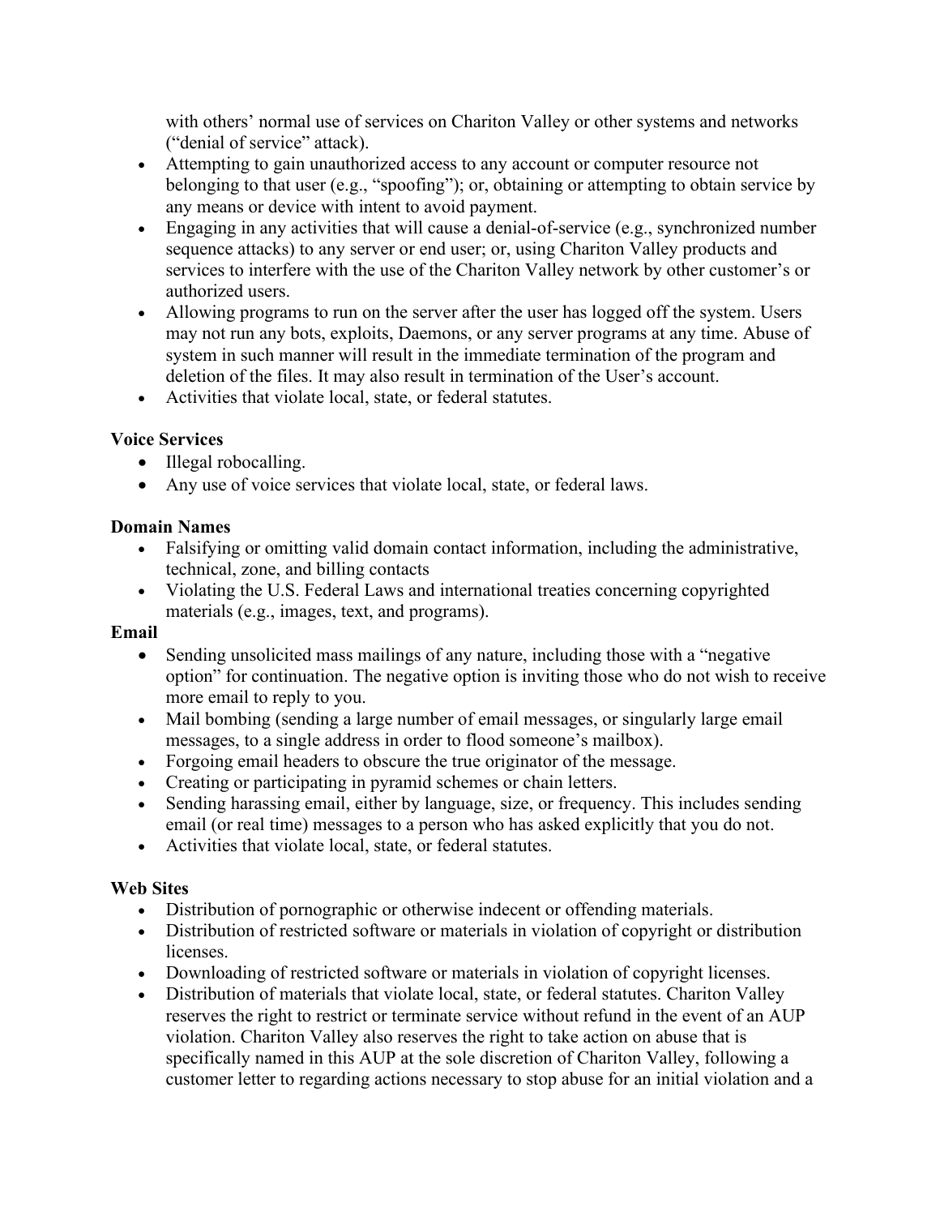with others' normal use of services on Chariton Valley or other systems and networks ("denial of service" attack).

- Attempting to gain unauthorized access to any account or computer resource not belonging to that user (e.g., "spoofing"); or, obtaining or attempting to obtain service by any means or device with intent to avoid payment.
- Engaging in any activities that will cause a denial-of-service (e.g., synchronized number sequence attacks) to any server or end user; or, using Chariton Valley products and services to interfere with the use of the Chariton Valley network by other customer's or authorized users.
- Allowing programs to run on the server after the user has logged off the system. Users may not run any bots, exploits, Daemons, or any server programs at any time. Abuse of system in such manner will result in the immediate termination of the program and deletion of the files. It may also result in termination of the User's account.
- Activities that violate local, state, or federal statutes.

**Voice Services**

- Illegal robocalling.
- Any use of voice services that violate local, state, or federal laws.

**Domain Names**

- Falsifying or omitting valid domain contact information, including the administrative, technical, zone, and billing contacts
- Violating the U.S. Federal Laws and international treaties concerning copyrighted materials (e.g., images, text, and programs).

**Email**

- Sending unsolicited mass mailings of any nature, including those with a "negative option" for continuation. The negative option is inviting those who do not wish to receive more email to reply to you.
- Mail bombing (sending a large number of email messages, or singularly large email messages, to a single address in order to flood someone's mailbox).
- Forgoing email headers to obscure the true originator of the message.
- Creating or participating in pyramid schemes or chain letters.
- Sending harassing email, either by language, size, or frequency. This includes sending email (or real time) messages to a person who has asked explicitly that you do not.
- Activities that violate local, state, or federal statutes.

**Web Sites**

- Distribution of pornographic or otherwise indecent or offending materials.
- Distribution of restricted software or materials in violation of copyright or distribution licenses.
- Downloading of restricted software or materials in violation of copyright licenses.
- Distribution of materials that violate local, state, or federal statutes. Chariton Valley reserves the right to restrict or terminate service without refund in the event of an AUP violation. Chariton Valley also reserves the right to take action on abuse that is specifically named in this AUP at the sole discretion of Chariton Valley, following a customer letter to regarding actions necessary to stop abuse for an initial violation and a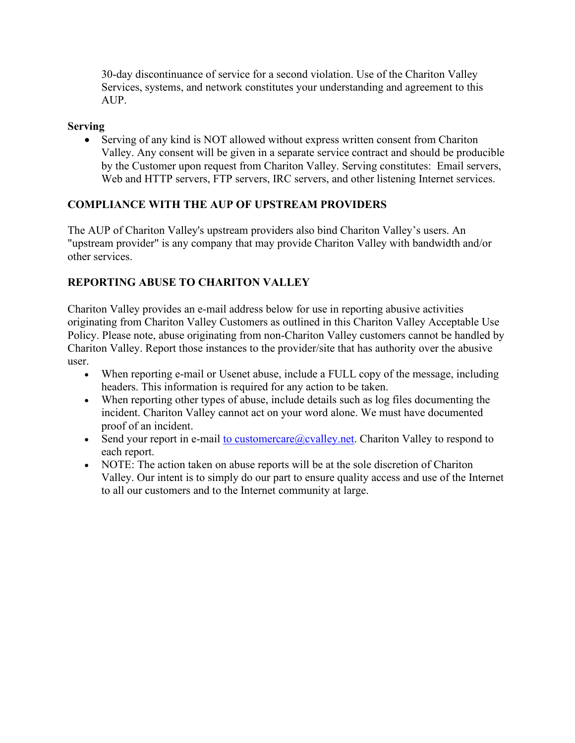30-day discontinuance of service for a second violation. Use of the Chariton Valley Services, systems, and network constitutes your understanding and agreement to this AUP.

**Serving**

- Serving of any kind is NOT allowed without express written consent from Chariton Valley. Any consent will be given in a separate service contract and should be producible by the Customer upon request from Chariton Valley. Serving constitutes: Email servers, Web and HTTP servers, FTP servers, IRC servers, and other listening Internet services.

## COMPLIANCE WITH THE AUP OF UPSTREAM PROVIDERS

The AUP of Chariton Valley's upstream providers also bind Chariton Valley's users. An "upstream provider" is any company that may provide Chariton Valley with bandwidth and/or other services.

## REPORTING ABUSE TO CHARITON VALLEY

Chariton Valley provides an e-mail address below for use in reporting abusive activities originating from Chariton Valley Customers as outlined in this Chariton Valley Acceptable Use Policy. Please note, abuse originating from non-Chariton Valley customers cannot be handled by Chariton Valley. Report those instances to the provider/site that has authority over the abusive user.

- When reporting e-mail or Usenet abuse, include a FULL copy of the message, including headers. This information is required for any action to be taken.
- When reporting other types of abuse, include details such as log files documenting the incident. Chariton Valley cannot act on your word alone. We must have documented proof of an incident.
- Send your report in e-mail to customercare@cvalley.net. Chariton Valley to respond to each report.
- NOTE: The action taken on abuse reports will be at the sole discretion of Chariton Valley. Our intent is to simply do our part to ensure quality access and use of the Internet to all our customers and to the Internet community at large.